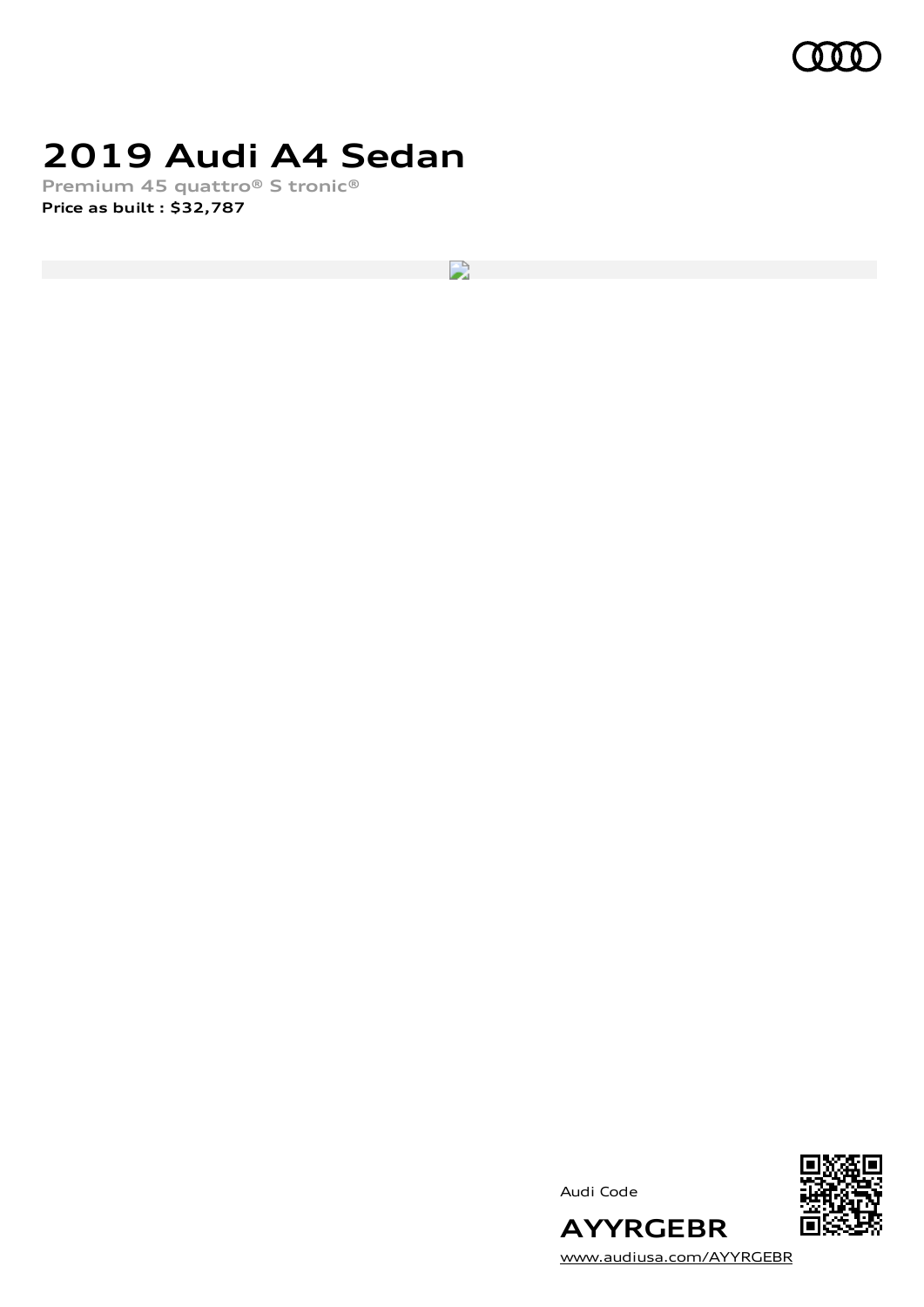# 2019 Audi A4 Sedan

**Premium 45 quattro® S tronic®**

**Price as built : $32,787**

Audi Code

**AYYRGEBR**

www.audiusa.com/AYYRGEBR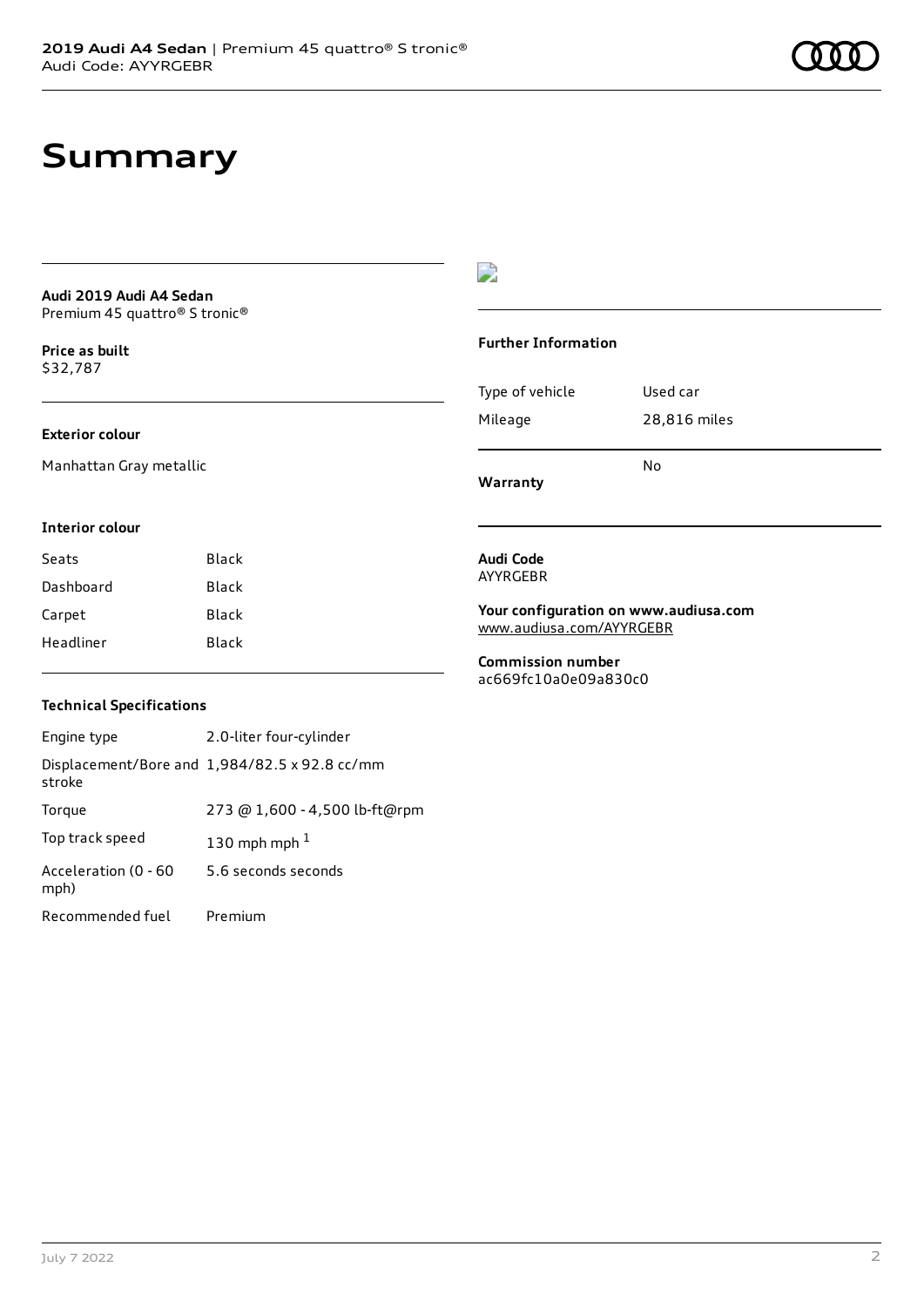# Summary

**Audi 2019 Audi A4 Sedan**
Premium 45 quattro® S tronic®

**Price as built**
$32,787

### Exterior colour

Manhattan Gray metallic

### Interior colour

| | |
|---|---|
| Seats | Black |
| Dashboard | Black |
| Carpet | Black |
| Headliner | Black |

### Technical Specifications

| | |
|---|---|
| Engine type | 2.0-liter four-cylinder |
| Displacement/Bore and stroke | 1,984/82.5 x 92.8 cc/mm |
| Torque | 273 @ 1,600 - 4,500 lb-ft@rpm |
| Top track speed | 130 mph mph [1] |
| Acceleration (0 - 60 mph) | 5.6 seconds seconds |
| Recommended fuel | Premium |

### Further Information

| | |
|---|---|
| Type of vehicle | Used car |
| Mileage | 28,816 miles |
| **Warranty** | No |

**Audi Code**
AYYRGEBR

**Your configuration on www.audiusa.com**
www.audiusa.com/AYYRGEBR

**Commission number**
ac669fc10a0e09a830c0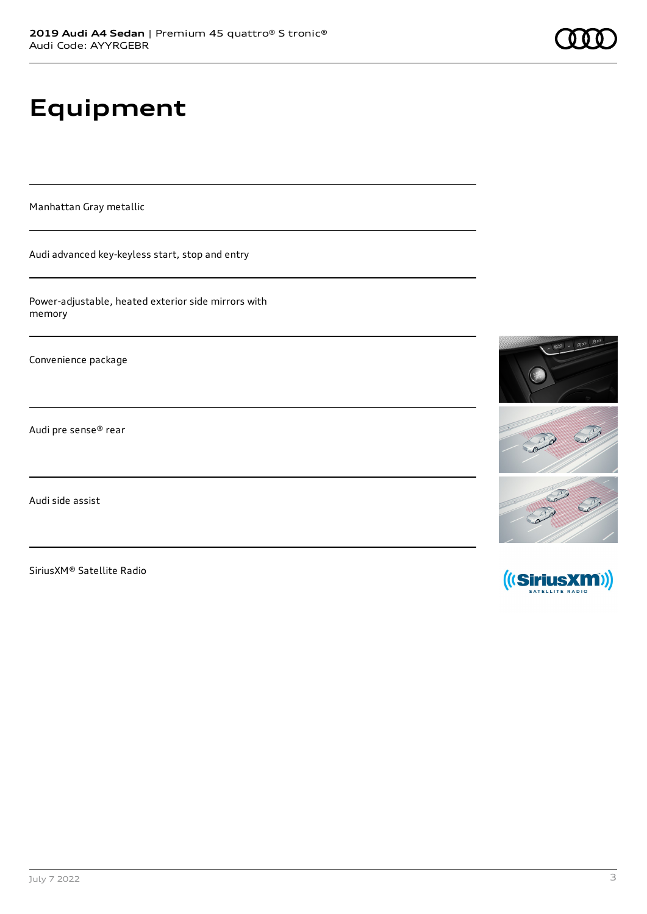# Equipment

Manhattan Gray metallic

Audi advanced key-keyless start, stop and entry

Power-adjustable, heated exterior side mirrors with memory

Convenience package

Audi pre sense® rear

Audi side assist

SiriusXM® Satellite Radio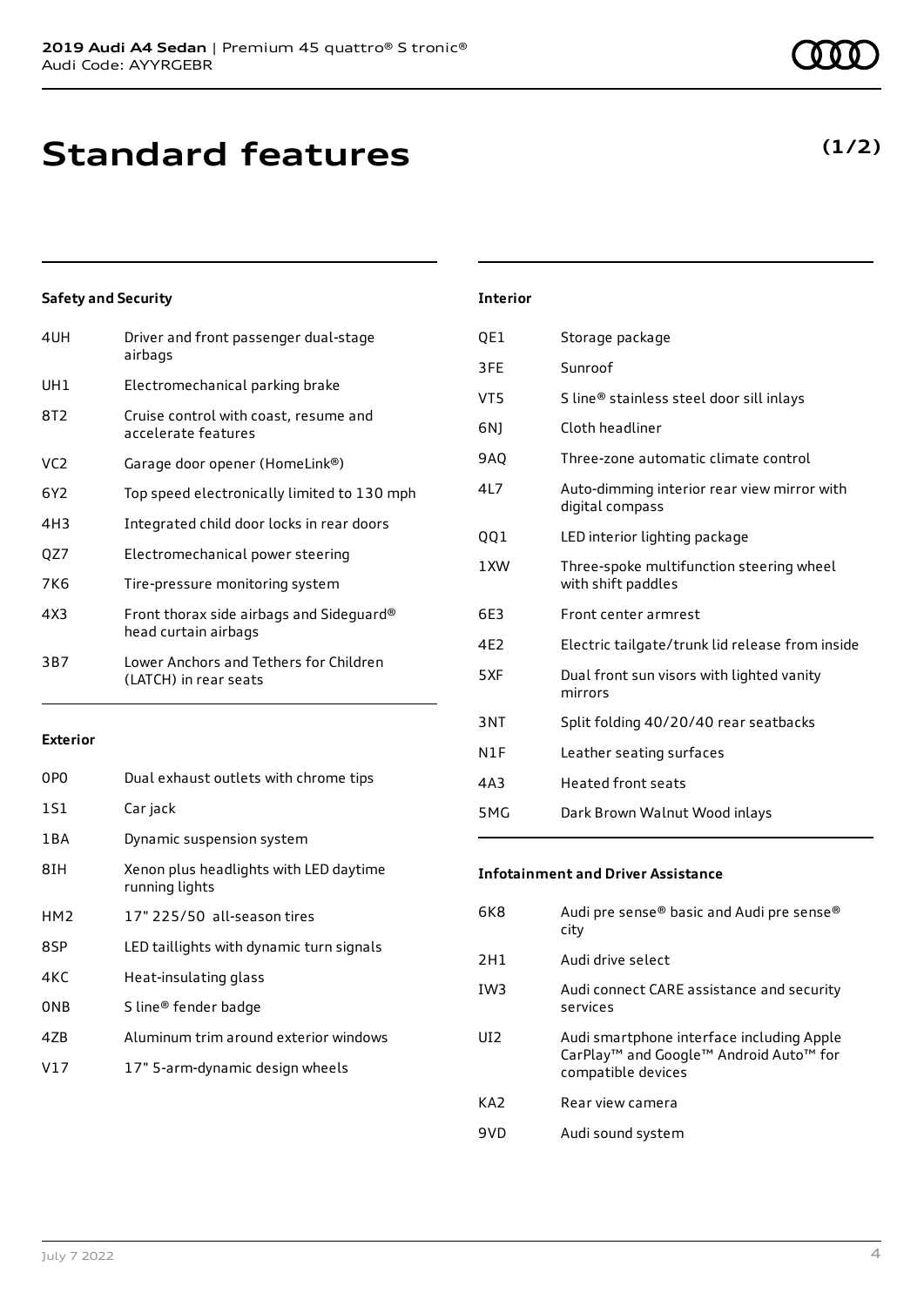# Standard features

**(1/2)**

### Safety and Security

| | |
|---|---|
| 4UH | Driver and front passenger dual-stage airbags |
| UH1 | Electromechanical parking brake |
| 8T2 | Cruise control with coast, resume and accelerate features |
| VC2 | Garage door opener (HomeLink®) |
| 6Y2 | Top speed electronically limited to 130 mph |
| 4H3 | Integrated child door locks in rear doors |
| QZ7 | Electromechanical power steering |
| 7K6 | Tire-pressure monitoring system |
| 4X3 | Front thorax side airbags and Sideguard® head curtain airbags |
| 3B7 | Lower Anchors and Tethers for Children (LATCH) in rear seats |

### Exterior

| | |
|---|---|
| 0P0 | Dual exhaust outlets with chrome tips |
| 1S1 | Car jack |
| 1BA | Dynamic suspension system |
| 8IH | Xenon plus headlights with LED daytime running lights |
| HM2 | 17" 225/50 all-season tires |
| 8SP | LED taillights with dynamic turn signals |
| 4KC | Heat-insulating glass |
| 0NB | S line® fender badge |
| 4ZB | Aluminum trim around exterior windows |
| V17 | 17" 5-arm-dynamic design wheels |

### Interior

| | |
|---|---|
| QE1 | Storage package |
| 3FE | Sunroof |
| VT5 | S line® stainless steel door sill inlays |
| 6NJ | Cloth headliner |
| 9AQ | Three-zone automatic climate control |
| 4L7 | Auto-dimming interior rear view mirror with digital compass |
| QQ1 | LED interior lighting package |
| 1XW | Three-spoke multifunction steering wheel with shift paddles |
| 6E3 | Front center armrest |
| 4E2 | Electric tailgate/trunk lid release from inside |
| 5XF | Dual front sun visors with lighted vanity mirrors |
| 3NT | Split folding 40/20/40 rear seatbacks |
| N1F | Leather seating surfaces |
| 4A3 | Heated front seats |
| 5MG | Dark Brown Walnut Wood inlays |

### Infotainment and Driver Assistance

| | |
|---|---|
| 6K8 | Audi pre sense® basic and Audi pre sense® city |
| 2H1 | Audi drive select |
| IW3 | Audi connect CARE assistance and security services |
| UI2 | Audi smartphone interface including Apple CarPlay™ and Google™ Android Auto™ for compatible devices |
| KA2 | Rear view camera |
| 9VD | Audi sound system |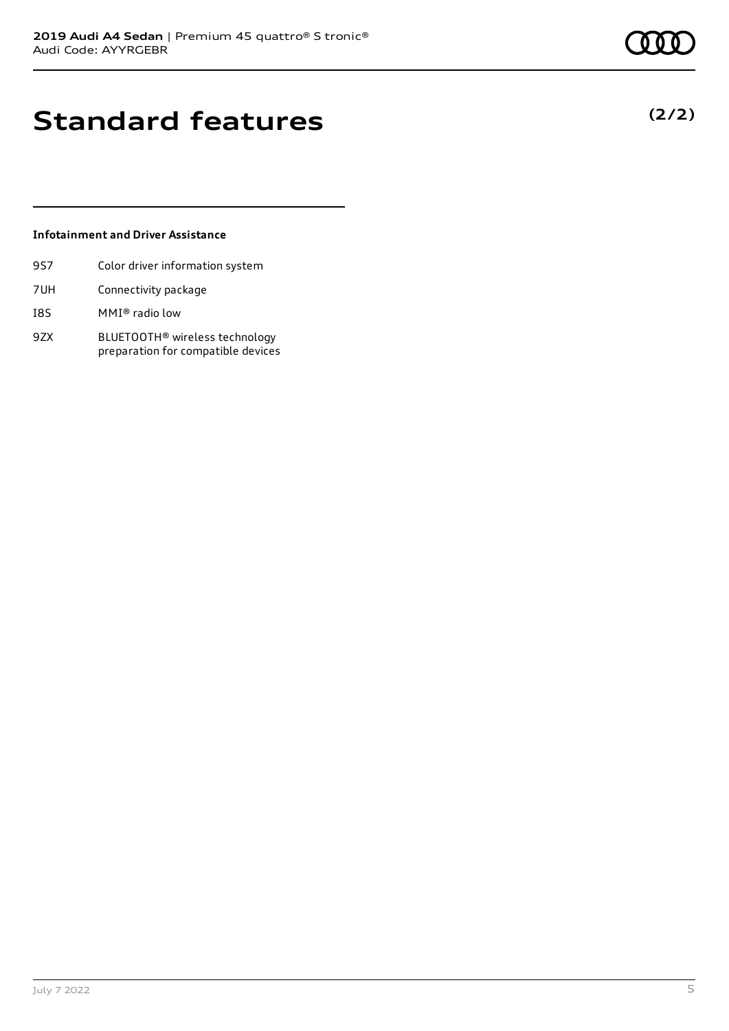# Standard features

**(2/2)**

### Infotainment and Driver Assistance

| | |
|---|---|
| 9S7 | Color driver information system |
| 7UH | Connectivity package |
| I8S | MMI® radio low |
| 9ZX | BLUETOOTH® wireless technology preparation for compatible devices |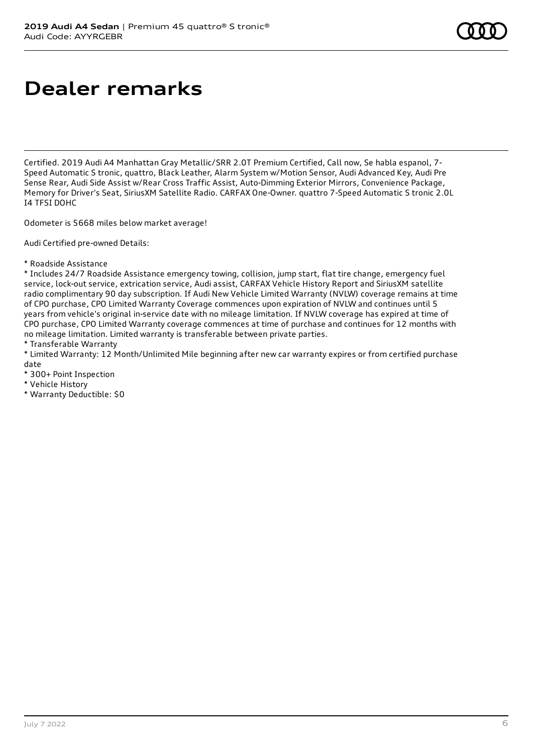# Dealer remarks

Certified. 2019 Audi A4 Manhattan Gray Metallic/SRR 2.0T Premium Certified, Call now, Se habla espanol, 7-Speed Automatic S tronic, quattro, Black Leather, Alarm System w/Motion Sensor, Audi Advanced Key, Audi Pre Sense Rear, Audi Side Assist w/Rear Cross Traffic Assist, Auto-Dimming Exterior Mirrors, Convenience Package, Memory for Driver's Seat, SiriusXM Satellite Radio. CARFAX One-Owner. quattro 7-Speed Automatic S tronic 2.0L I4 TFSI DOHC

Odometer is 5668 miles below market average!

Audi Certified pre-owned Details:

* Roadside Assistance
* Includes 24/7 Roadside Assistance emergency towing, collision, jump start, flat tire change, emergency fuel service, lock-out service, extrication service, Audi assist, CARFAX Vehicle History Report and SiriusXM satellite radio complimentary 90 day subscription. If Audi New Vehicle Limited Warranty (NVLW) coverage remains at time of CPO purchase, CPO Limited Warranty Coverage commences upon expiration of NVLW and continues until 5 years from vehicle's original in-service date with no mileage limitation. If NVLW coverage has expired at time of CPO purchase, CPO Limited Warranty coverage commences at time of purchase and continues for 12 months with no mileage limitation. Limited warranty is transferable between private parties.
* Transferable Warranty
* Limited Warranty: 12 Month/Unlimited Mile beginning after new car warranty expires or from certified purchase date
* 300+ Point Inspection
* Vehicle History
* Warranty Deductible: $0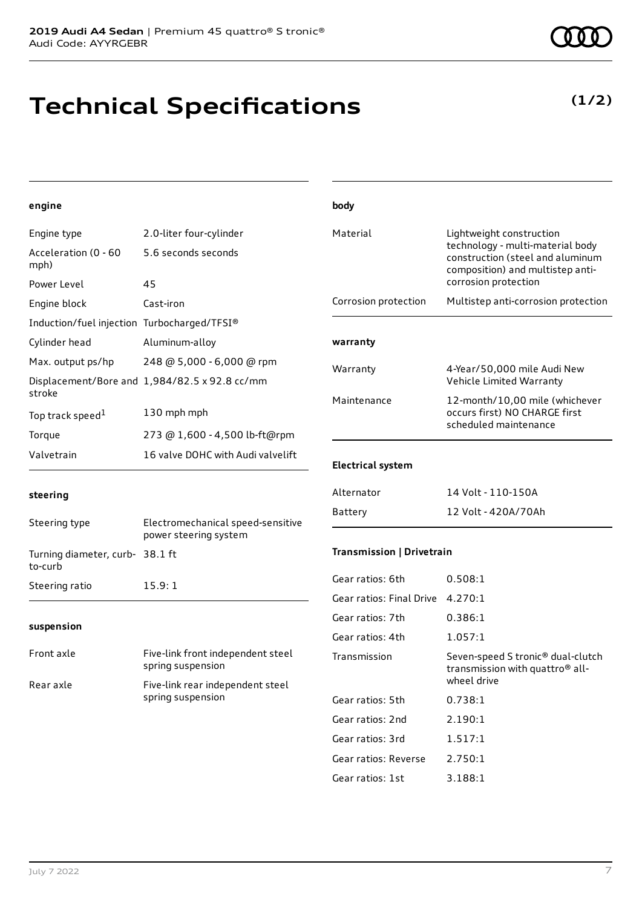**2019 Audi A4 Sedan** | Premium 45 quattro® S tronic®
Audi Code: AYYRGEBR

# Technical Specifications

**(1/2)**

### engine

| | |
|---|---|
| Engine type | 2.0-liter four-cylinder |
| Acceleration (0 - 60 mph) | 5.6 seconds seconds |
| Power Level | 45 |
| Engine block | Cast-iron |
| Induction/fuel injection | Turbocharged/TFSI® |
| Cylinder head | Aluminum-alloy |
| Max. output ps/hp | 248 @ 5,000 - 6,000 @ rpm |
| Displacement/Bore and stroke | 1,984/82.5 x 92.8 cc/mm |
| Top track speed[1] | 130 mph mph |
| Torque | 273 @ 1,600 - 4,500 lb-ft@rpm |
| Valvetrain | 16 valve DOHC with Audi valvelift |

### steering

| | |
|---|---|
| Steering type | Electromechanical speed-sensitive power steering system |
| Turning diameter, curb-to-curb | 38.1 ft |
| Steering ratio | 15.9: 1 |

### suspension

| | |
|---|---|
| Front axle | Five-link front independent steel spring suspension |
| Rear axle | Five-link rear independent steel spring suspension |

### body

| | |
|---|---|
| Material | Lightweight construction technology - multi-material body construction (steel and aluminum composition) and multistep anti-corrosion protection |
| Corrosion protection | Multistep anti-corrosion protection |

### warranty

| | |
|---|---|
| Warranty | 4-Year/50,000 mile Audi New Vehicle Limited Warranty |
| Maintenance | 12-month/10,00 mile (whichever occurs first) NO CHARGE first scheduled maintenance |

### Electrical system

| | |
|---|---|
| Alternator | 14 Volt - 110-150A |
| Battery | 12 Volt - 420A/70Ah |

### Transmission | Drivetrain

| | |
|---|---|
| Gear ratios: 6th | 0.508:1 |
| Gear ratios: Final Drive | 4.270:1 |
| Gear ratios: 7th | 0.386:1 |
| Gear ratios: 4th | 1.057:1 |
| Transmission | Seven-speed S tronic® dual-clutch transmission with quattro® all-wheel drive |
| Gear ratios: 5th | 0.738:1 |
| Gear ratios: 2nd | 2.190:1 |
| Gear ratios: 3rd | 1.517:1 |
| Gear ratios: Reverse | 2.750:1 |
| Gear ratios: 1st | 3.188:1 |

July 7 2022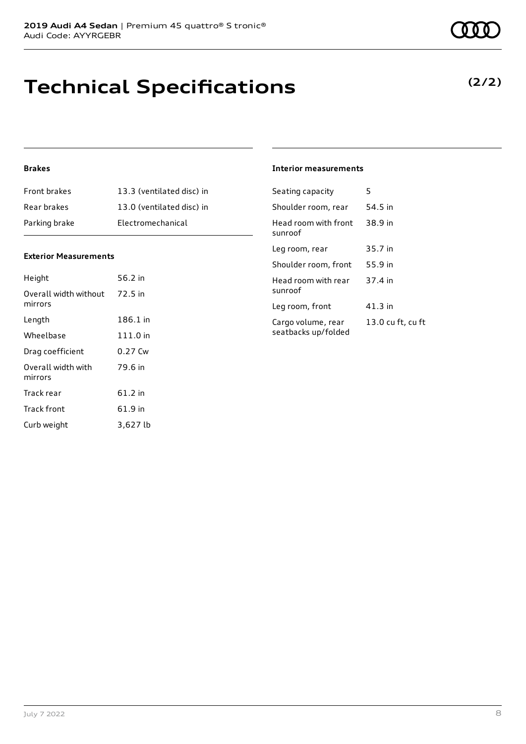# Technical Specifications

**(2/2)**

### Brakes

| | |
|---|---|
| Front brakes | 13.3 (ventilated disc) in |
| Rear brakes | 13.0 (ventilated disc) in |
| Parking brake | Electromechanical |

### Exterior Measurements

| | |
|---|---|
| Height | 56.2 in |
| Overall width without mirrors | 72.5 in |
| Length | 186.1 in |
| Wheelbase | 111.0 in |
| Drag coefficient | 0.27 Cw |
| Overall width with mirrors | 79.6 in |
| Track rear | 61.2 in |
| Track front | 61.9 in |
| Curb weight | 3,627 lb |

### Interior measurements

| | |
|---|---|
| Seating capacity | 5 |
| Shoulder room, rear | 54.5 in |
| Head room with front sunroof | 38.9 in |
| Leg room, rear | 35.7 in |
| Shoulder room, front | 55.9 in |
| Head room with rear sunroof | 37.4 in |
| Leg room, front | 41.3 in |
| Cargo volume, rear seatbacks up/folded | 13.0 cu ft, cu ft |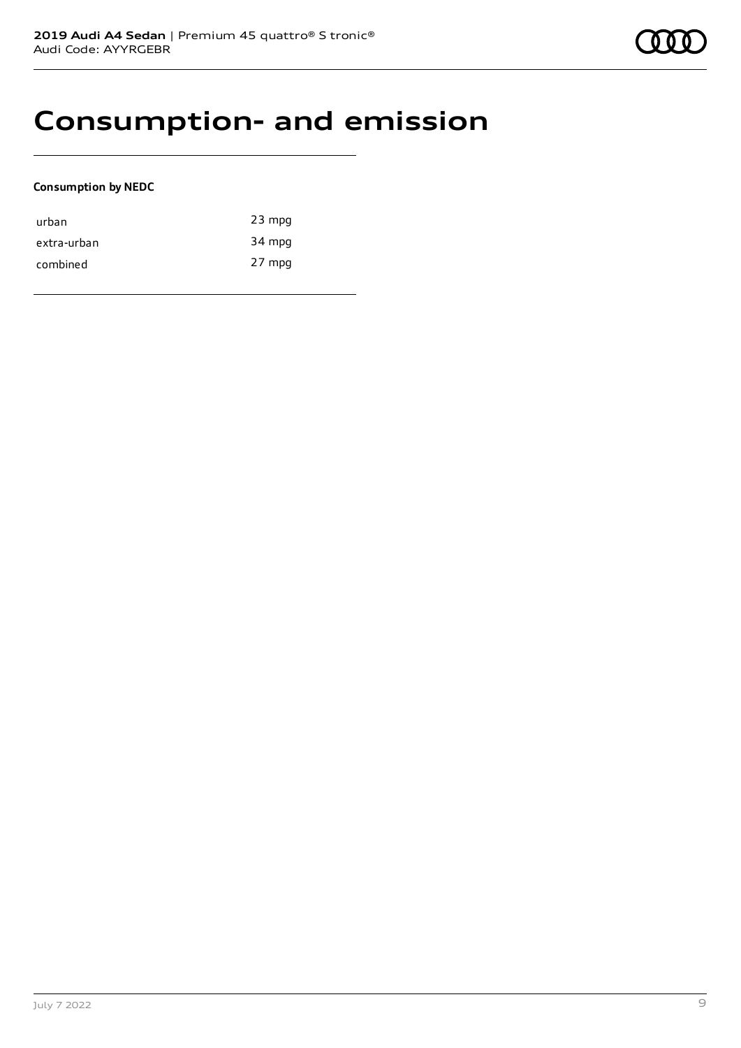# Consumption- and emission

**Consumption by NEDC**

| | |
|---|---|
| urban | 23 mpg |
| extra-urban | 34 mpg |
| combined | 27 mpg |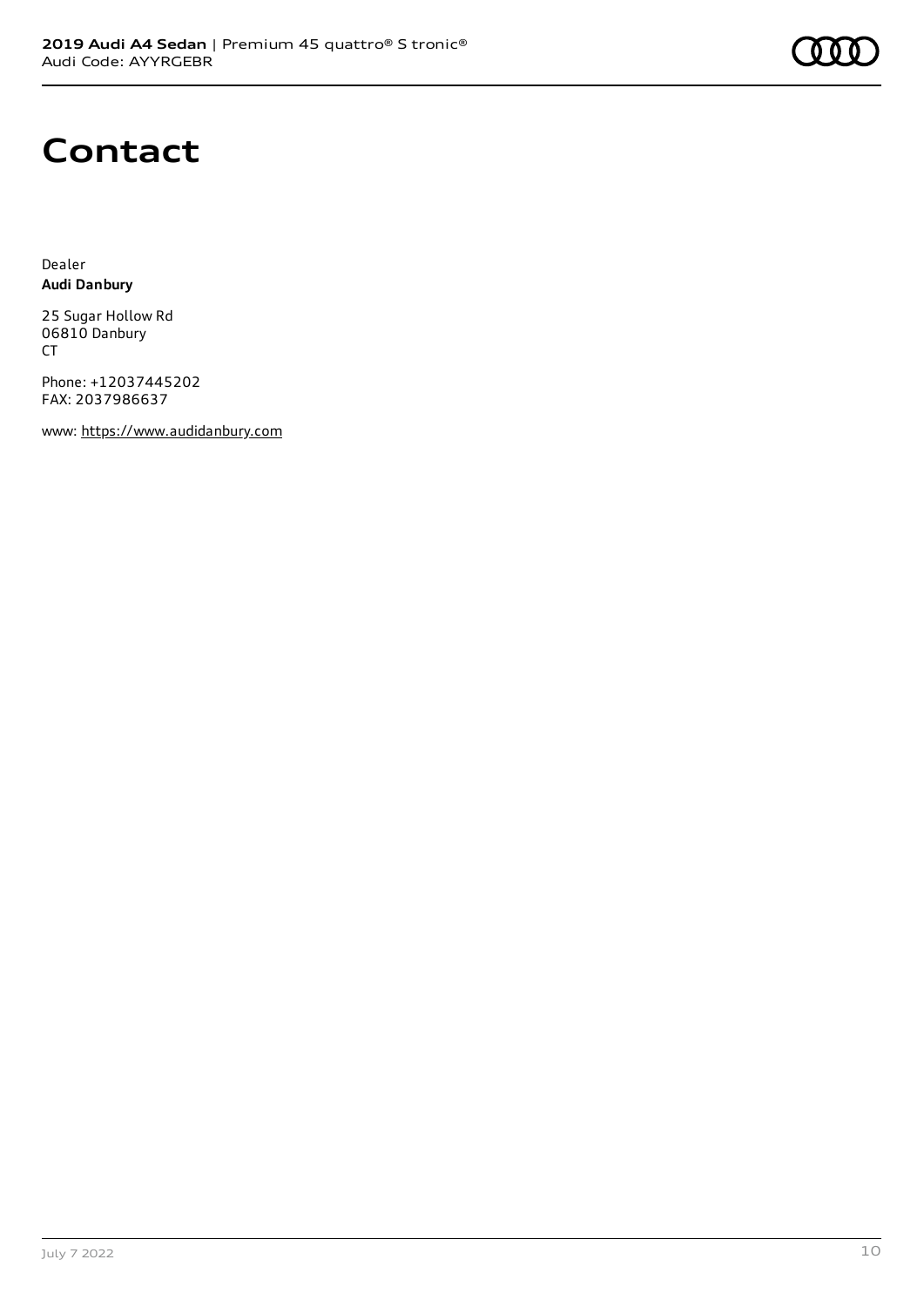# Contact

Dealer
**Audi Danbury**

25 Sugar Hollow Rd
06810 Danbury
CT

Phone: +12037445202
FAX: 2037986637

www: https://www.audidanbury.com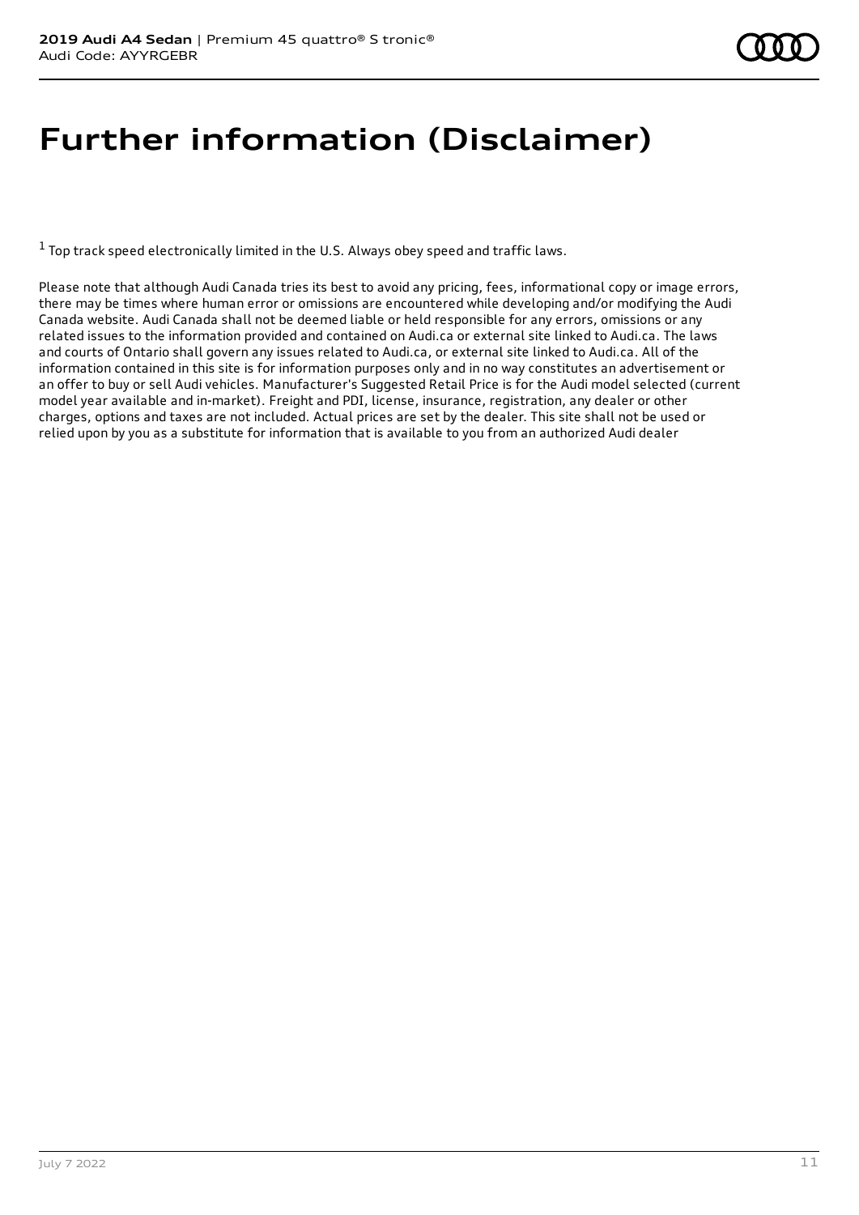# Further information (Disclaimer)

[1] Top track speed electronically limited in the U.S. Always obey speed and traffic laws.

Please note that although Audi Canada tries its best to avoid any pricing, fees, informational copy or image errors, there may be times where human error or omissions are encountered while developing and/or modifying the Audi Canada website. Audi Canada shall not be deemed liable or held responsible for any errors, omissions or any related issues to the information provided and contained on Audi.ca or external site linked to Audi.ca. The laws and courts of Ontario shall govern any issues related to Audi.ca, or external site linked to Audi.ca. All of the information contained in this site is for information purposes only and in no way constitutes an advertisement or an offer to buy or sell Audi vehicles. Manufacturer's Suggested Retail Price is for the Audi model selected (current model year available and in-market). Freight and PDI, license, insurance, registration, any dealer or other charges, options and taxes are not included. Actual prices are set by the dealer. This site shall not be used or relied upon by you as a substitute for information that is available to you from an authorized Audi dealer